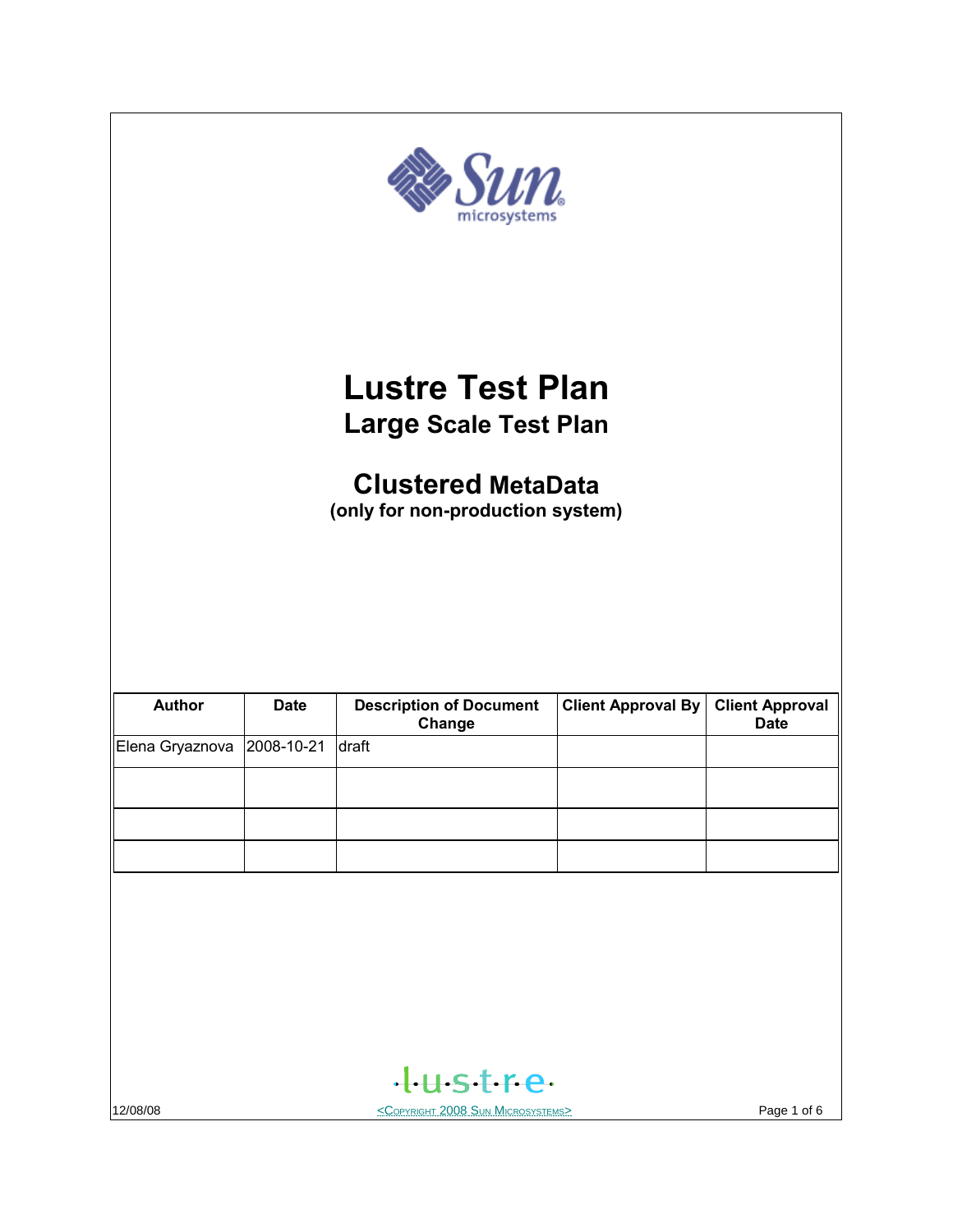# Lustre Test Plan

## Large Scale Test Plan

## Clustered MetaData

**(only for non-production system)**

| Author | Date | Description of Document Change | Client Approval By | Client Approval Date |
|---|---|---|---|---|
| Elena Gryaznova | 2008-10-21 | draft | | |
| | | | | |
| | | | | |
| | | | | |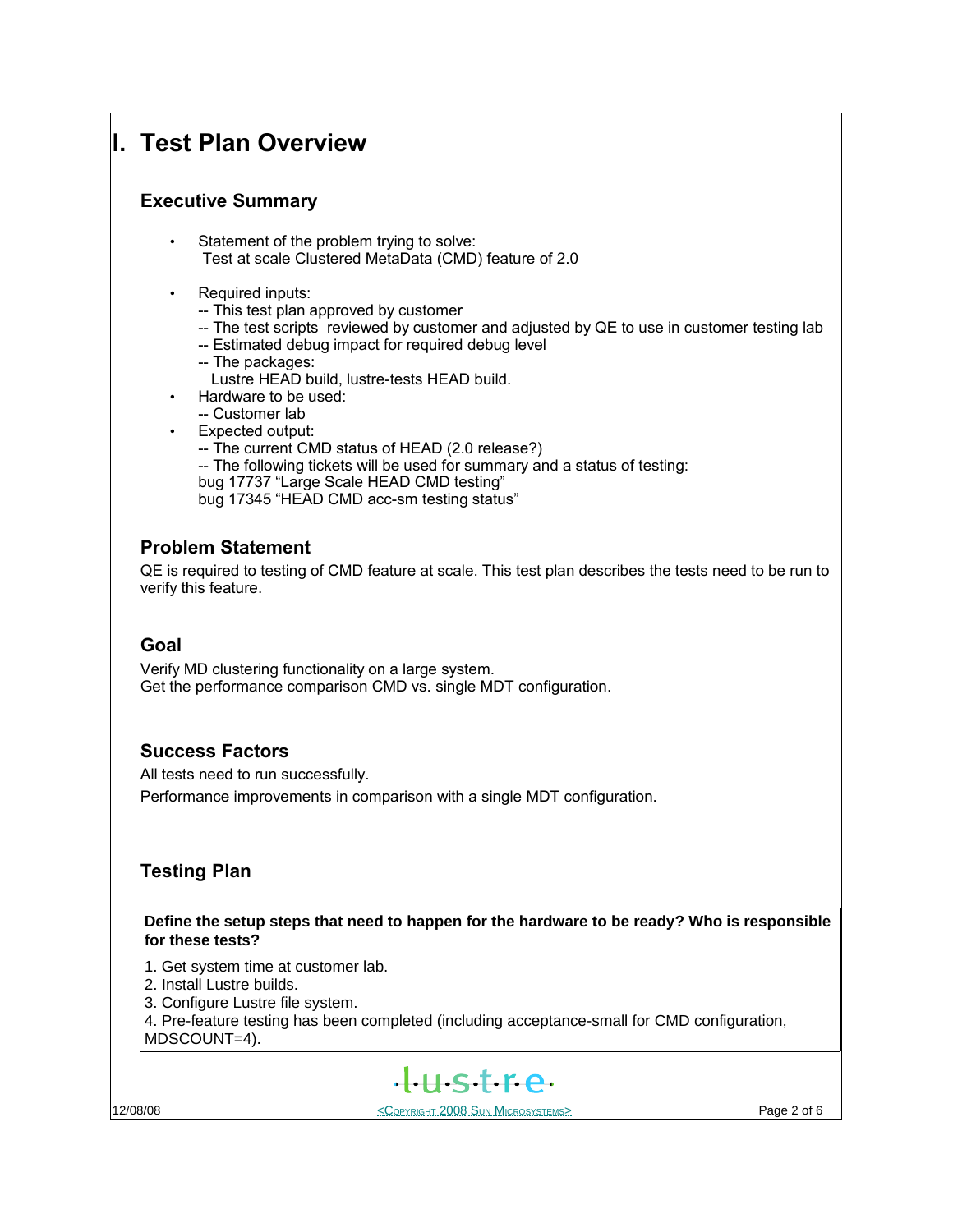# I. Test Plan Overview

## Executive Summary

- Statement of the problem trying to solve:
  Test at scale Clustered MetaData (CMD) feature of 2.0
- Required inputs:
  -- This test plan approved by customer
  -- The test scripts reviewed by customer and adjusted by QE to use in customer testing lab
  -- Estimated debug impact for required debug level
  -- The packages:
  Lustre HEAD build, lustre-tests HEAD build.
- Hardware to be used:
  -- Customer lab
- Expected output:
  -- The current CMD status of HEAD (2.0 release?)
  -- The following tickets will be used for summary and a status of testing:
  bug 17737 "Large Scale HEAD CMD testing"
  bug 17345 "HEAD CMD acc-sm testing status"

## Problem Statement

QE is required to testing of CMD feature at scale. This test plan describes the tests need to be run to verify this feature.

## Goal

Verify MD clustering functionality on a large system.
Get the performance comparison CMD vs. single MDT configuration.

## Success Factors

All tests need to run successfully.

Performance improvements in comparison with a single MDT configuration.

## Testing Plan

| **Define the setup steps that need to happen for the hardware to be ready? Who is responsible for these tests?** |
| --- |
| 1. Get system time at customer lab.<br>2. Install Lustre builds.<br>3. Configure Lustre file system.<br>4. Pre-feature testing has been completed (including acceptance-small for CMD configuration, MDSCOUNT=4). |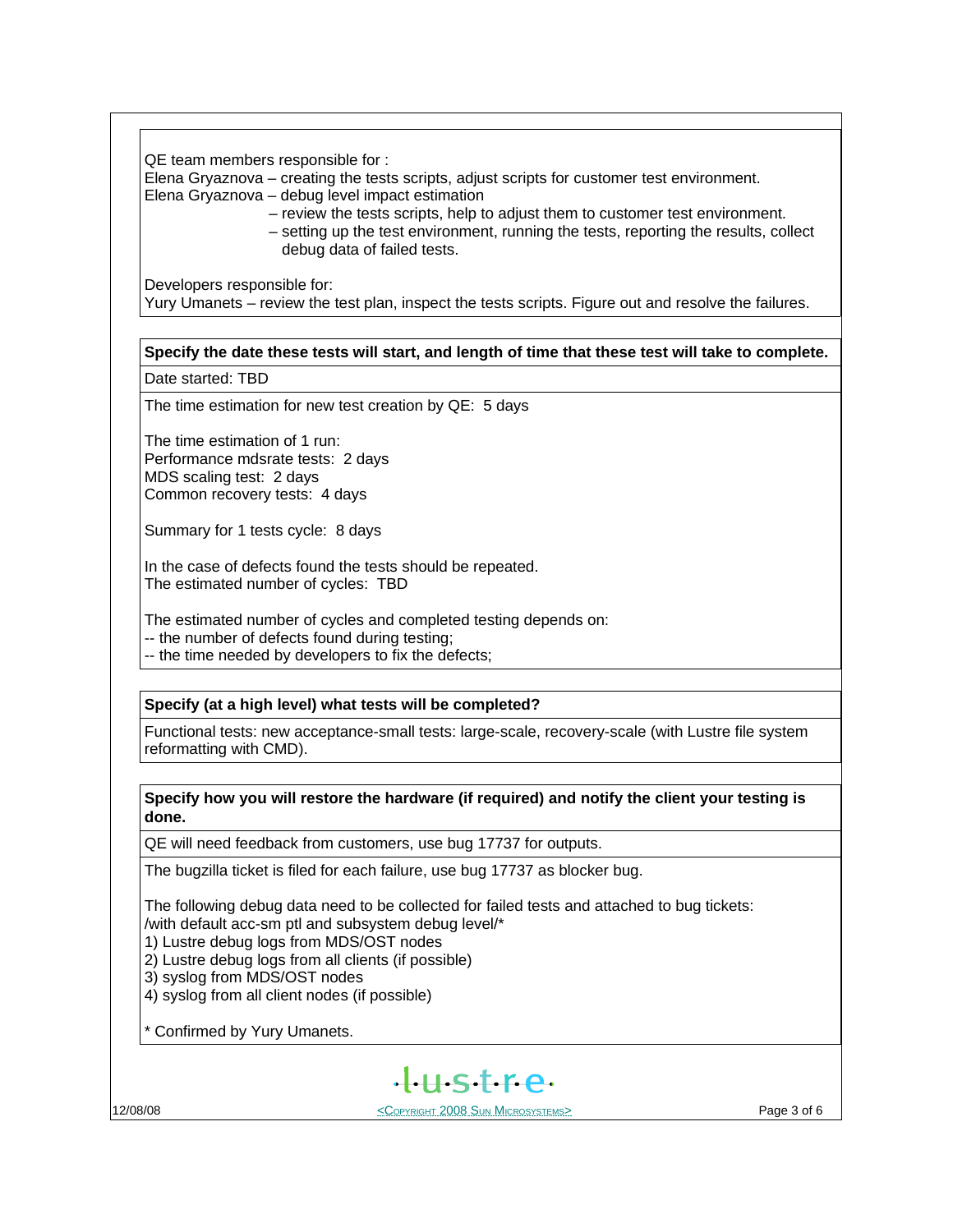QE team members responsible for :
Elena Gryaznova – creating the tests scripts, adjust scripts for customer test environment.
Elena Gryaznova – debug level impact estimation
– review the tests scripts, help to adjust them to customer test environment.
– setting up the test environment, running the tests, reporting the results, collect debug data of failed tests.

Developers responsible for:
Yury Umanets – review the test plan, inspect the tests scripts. Figure out and resolve the failures.

**Specify the date these tests will start, and length of time that these test will take to complete.**

Date started: TBD

The time estimation for new test creation by QE: 5 days

The time estimation of 1 run:
Performance mdsrate tests: 2 days
MDS scaling test: 2 days
Common recovery tests: 4 days

Summary for 1 tests cycle: 8 days

In the case of defects found the tests should be repeated.
The estimated number of cycles: TBD

The estimated number of cycles and completed testing depends on:
-- the number of defects found during testing;
-- the time needed by developers to fix the defects;

**Specify (at a high level) what tests will be completed?**

Functional tests: new acceptance-small tests: large-scale, recovery-scale (with Lustre file system reformatting with CMD).

**Specify how you will restore the hardware (if required) and notify the client your testing is done.**

QE will need feedback from customers, use bug 17737 for outputs.

The bugzilla ticket is filed for each failure, use bug 17737 as blocker bug.

The following debug data need to be collected for failed tests and attached to bug tickets:
/with default acc-sm ptl and subsystem debug level/*
1) Lustre debug logs from MDS/OST nodes
2) Lustre debug logs from all clients (if possible)
3) syslog from MDS/OST nodes
4) syslog from all client nodes (if possible)

* Confirmed by Yury Umanets.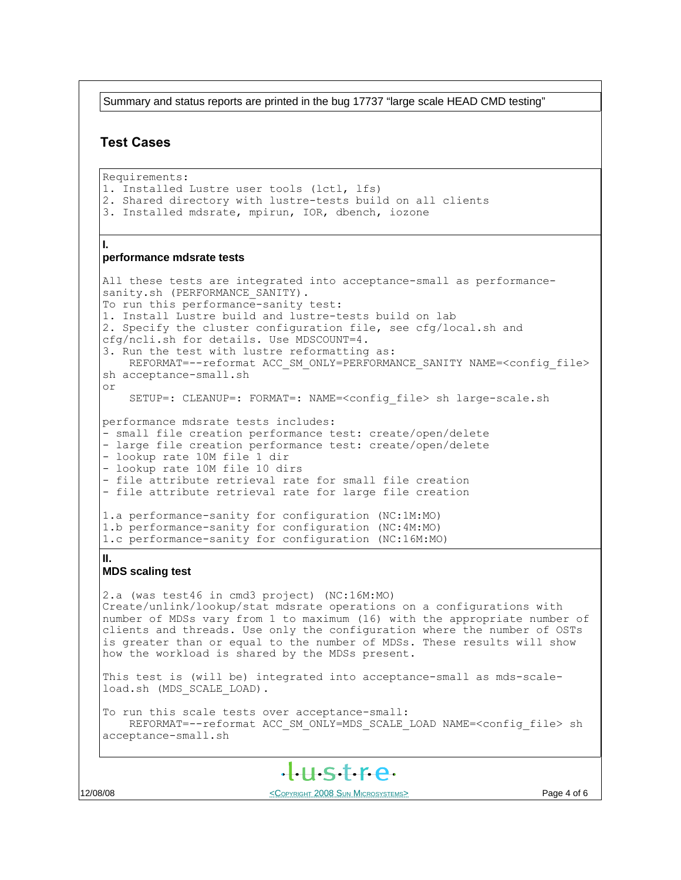Summary and status reports are printed in the bug 17737 "large scale HEAD CMD testing"

## Test Cases

```
Requirements:
1. Installed Lustre user tools (lctl, lfs)
2. Shared directory with lustre-tests build on all clients
3. Installed mdsrate, mpirun, IOR, dbench, iozone
```

### I. performance mdsrate tests

```
All these tests are integrated into acceptance-small as performance-
sanity.sh (PERFORMANCE_SANITY).
To run this performance-sanity test:
1. Install Lustre build and lustre-tests build on lab
2. Specify the cluster configuration file, see cfg/local.sh and
cfg/ncli.sh for details. Use MDSCOUNT=4.
3. Run the test with lustre reformatting as:
    REFORMAT=--reformat ACC_SM_ONLY=PERFORMANCE_SANITY NAME=<config_file>
sh acceptance-small.sh
or
    SETUP=: CLEANUP=: FORMAT=: NAME=<config_file> sh large-scale.sh

performance mdsrate tests includes:
- small file creation performance test: create/open/delete
- large file creation performance test: create/open/delete
- lookup rate 10M file 1 dir
- lookup rate 10M file 10 dirs
- file attribute retrieval rate for small file creation
- file attribute retrieval rate for large file creation

1.a performance-sanity for configuration (NC:1M:MO)
1.b performance-sanity for configuration (NC:4M:MO)
1.c performance-sanity for configuration (NC:16M:MO)
```

### II. MDS scaling test

```
2.a (was test46 in cmd3 project) (NC:16M:MO)
Create/unlink/lookup/stat mdsrate operations on a configurations with
number of MDSs vary from 1 to maximum (16) with the appropriate number of
clients and threads. Use only the configuration where the number of OSTs
is greater than or equal to the number of MDSs. These results will show
how the workload is shared by the MDSs present.

This test is (will be) integrated into acceptance-small as mds-scale-
load.sh (MDS_SCALE_LOAD).

To run this scale tests over acceptance-small:
    REFORMAT=--reformat ACC_SM_ONLY=MDS_SCALE_LOAD NAME=<config_file> sh
acceptance-small.sh
```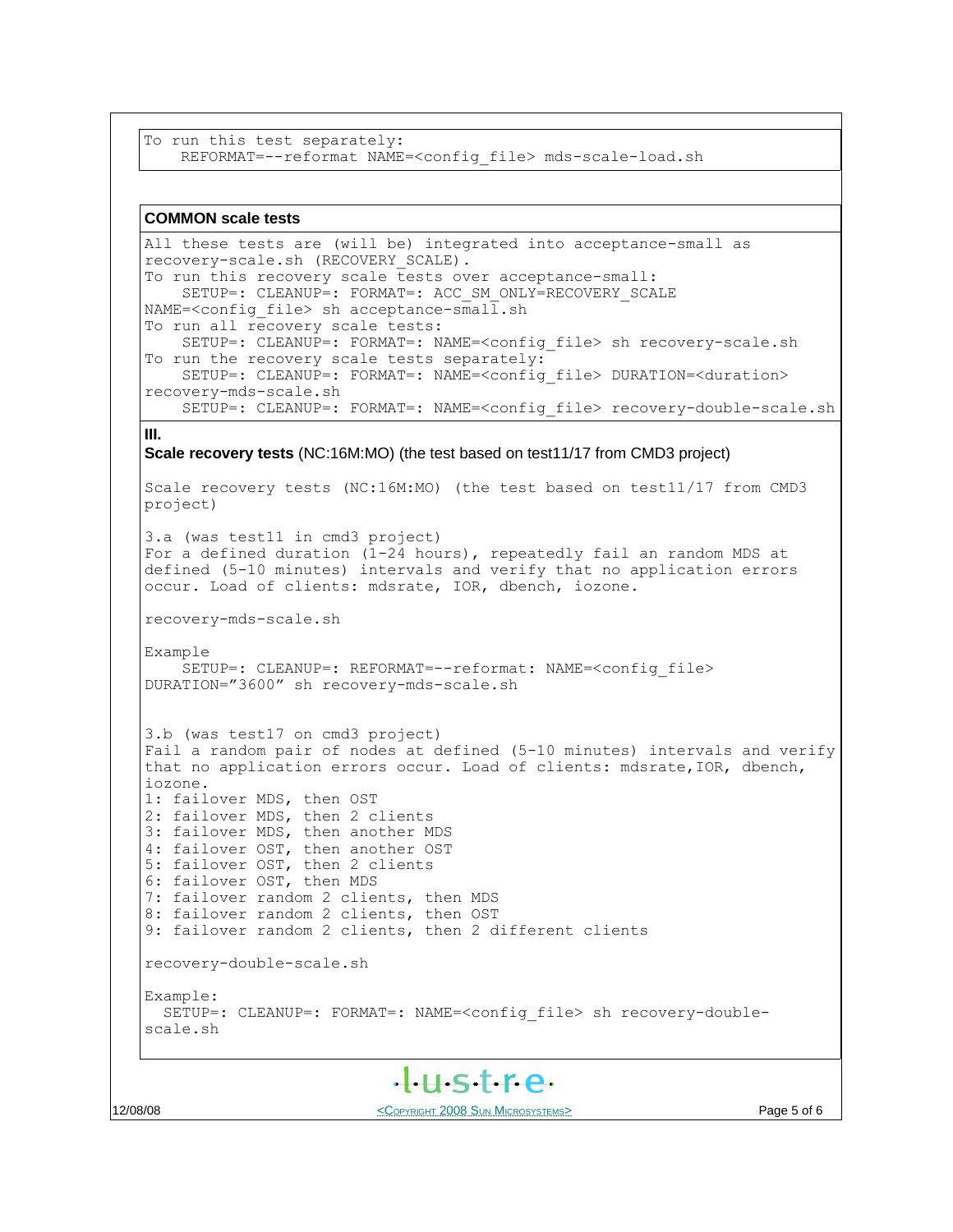```
To run this test separately:
    REFORMAT=--reformat NAME=<config_file> mds-scale-load.sh
```

**COMMON scale tests**

```
All these tests are (will be) integrated into acceptance-small as
recovery-scale.sh (RECOVERY_SCALE).
To run this recovery scale tests over acceptance-small:
    SETUP=: CLEANUP=: FORMAT=: ACC_SM_ONLY=RECOVERY_SCALE
NAME=<config_file> sh acceptance-small.sh
To run all recovery scale tests:
    SETUP=: CLEANUP=: FORMAT=: NAME=<config_file> sh recovery-scale.sh
To run the recovery scale tests separately:
    SETUP=: CLEANUP=: FORMAT=: NAME=<config_file> DURATION=<duration>
recovery-mds-scale.sh
    SETUP=: CLEANUP=: FORMAT=: NAME=<config_file> recovery-double-scale.sh
```

**III.**

**Scale recovery tests** (NC:16M:MO) (the test based on test11/17 from CMD3 project)

```
Scale recovery tests (NC:16M:MO) (the test based on test11/17 from CMD3
project)

3.a (was test11 in cmd3 project)
For a defined duration (1-24 hours), repeatedly fail an random MDS at
defined (5-10 minutes) intervals and verify that no application errors
occur. Load of clients: mdsrate, IOR, dbench, iozone.

recovery-mds-scale.sh

Example
    SETUP=: CLEANUP=: REFORMAT=--reformat: NAME=<config_file>
DURATION="3600" sh recovery-mds-scale.sh


3.b (was test17 on cmd3 project)
Fail a random pair of nodes at defined (5-10 minutes) intervals and verify
that no application errors occur. Load of clients: mdsrate,IOR, dbench,
iozone.
1: failover MDS, then OST
2: failover MDS, then 2 clients
3: failover MDS, then another MDS
4: failover OST, then another OST
5: failover OST, then 2 clients
6: failover OST, then MDS
7: failover random 2 clients, then MDS
8: failover random 2 clients, then OST
9: failover random 2 clients, then 2 different clients

recovery-double-scale.sh

Example:
  SETUP=: CLEANUP=: FORMAT=: NAME=<config_file> sh recovery-double-
scale.sh
```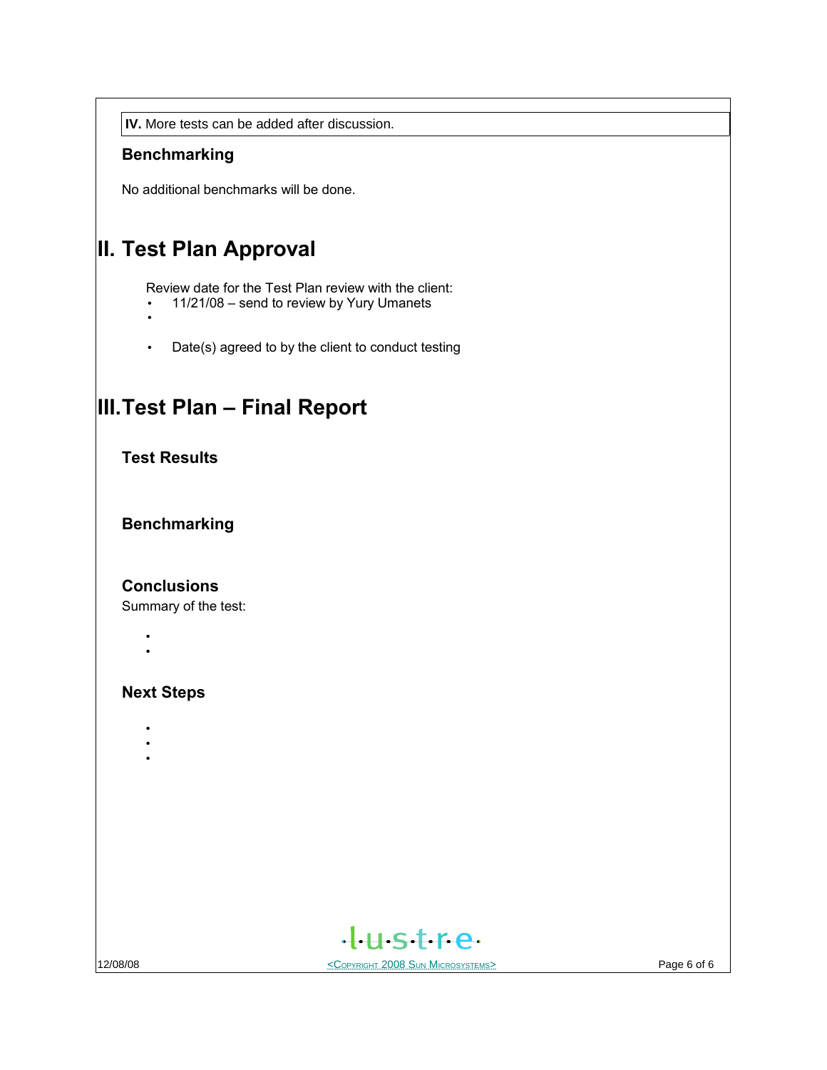**IV.** More tests can be added after discussion.

### Benchmarking

No additional benchmarks will be done.

# II. Test Plan Approval

Review date for the Test Plan review with the client:

- 11/21/08 – send to review by Yury Umanets
- 
- Date(s) agreed to by the client to conduct testing

# III. Test Plan – Final Report

### Test Results

### Benchmarking

### Conclusions

Summary of the test:

- 
- 

### Next Steps

- 
- 
-